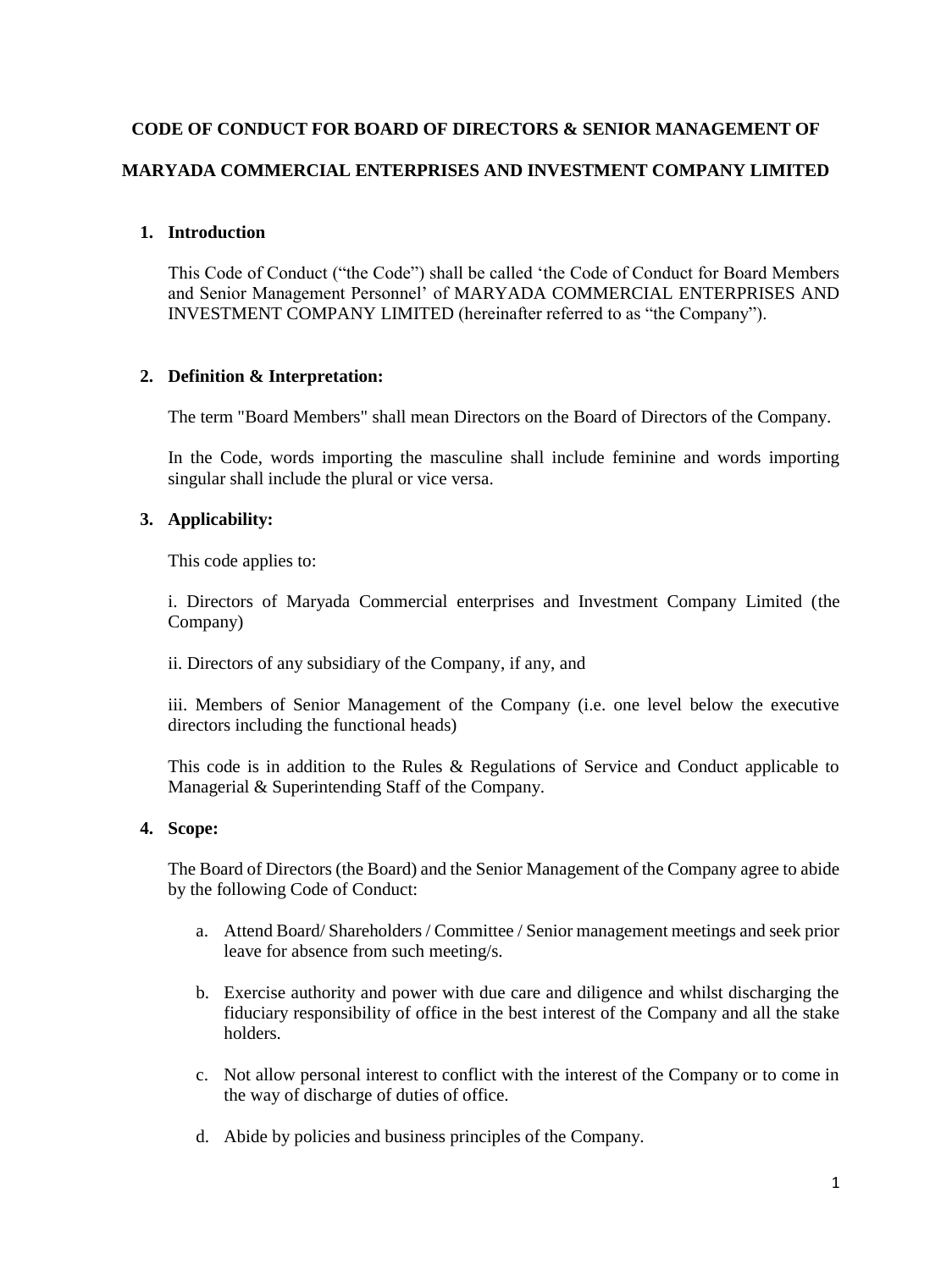# CODE OF CONDUCT FOR BOARD OF DIRECTORS & SENIOR MANAGEMENT OF MARYADA COMMERCIAL ENTERPRISES AND INVESTMENT COMPANY LIMITED

## 1. Introduction

This Code of Conduct ("the Code") shall be called 'the Code of Conduct for Board Members and Senior Management Personnel' of MARYADA COMMERCIAL ENTERPRISES AND INVESTMENT COMPANY LIMITED (hereinafter referred to as "the Company").

## 2. Definition & Interpretation:

The term "Board Members" shall mean Directors on the Board of Directors of the Company.

In the Code, words importing the masculine shall include feminine and words importing singular shall include the plural or vice versa.

## 3. Applicability:

This code applies to:

i. Directors of Maryada Commercial enterprises and Investment Company Limited (the Company)

ii. Directors of any subsidiary of the Company, if any, and

iii. Members of Senior Management of the Company (i.e. one level below the executive directors including the functional heads)

This code is in addition to the Rules & Regulations of Service and Conduct applicable to Managerial & Superintending Staff of the Company.

## 4. Scope:

The Board of Directors (the Board) and the Senior Management of the Company agree to abide by the following Code of Conduct:

a. Attend Board/ Shareholders / Committee / Senior management meetings and seek prior leave for absence from such meeting/s.

b. Exercise authority and power with due care and diligence and whilst discharging the fiduciary responsibility of office in the best interest of the Company and all the stake holders.

c. Not allow personal interest to conflict with the interest of the Company or to come in the way of discharge of duties of office.

d. Abide by policies and business principles of the Company.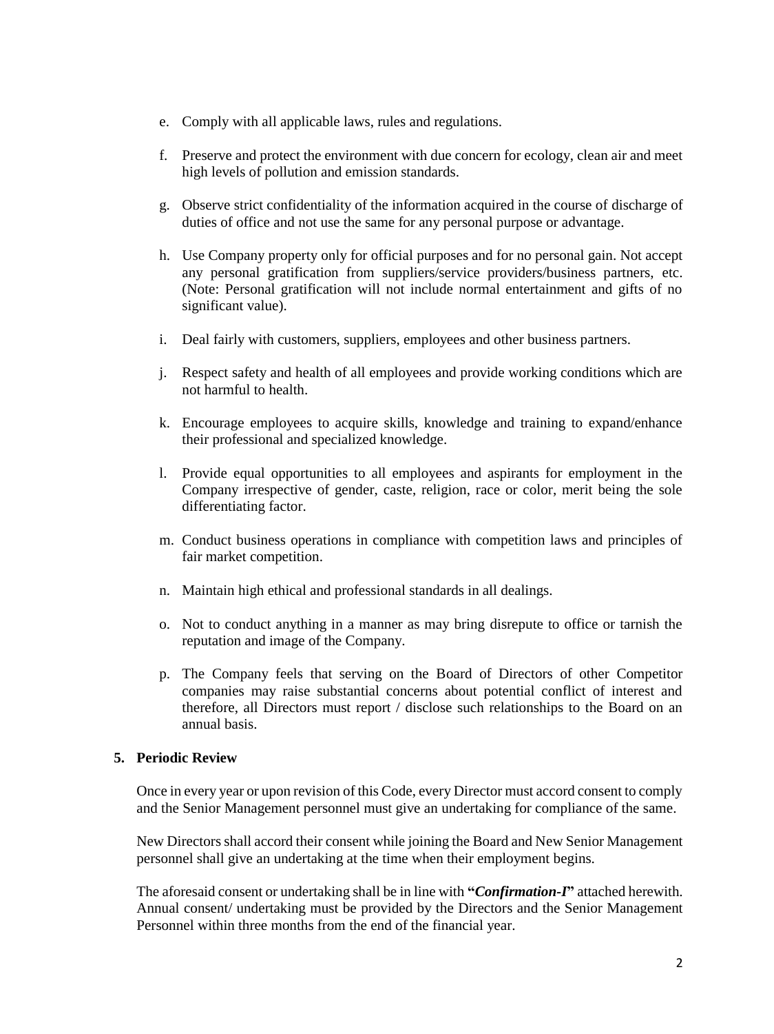e. Comply with all applicable laws, rules and regulations.

f. Preserve and protect the environment with due concern for ecology, clean air and meet high levels of pollution and emission standards.

g. Observe strict confidentiality of the information acquired in the course of discharge of duties of office and not use the same for any personal purpose or advantage.

h. Use Company property only for official purposes and for no personal gain. Not accept any personal gratification from suppliers/service providers/business partners, etc. (Note: Personal gratification will not include normal entertainment and gifts of no significant value).

i. Deal fairly with customers, suppliers, employees and other business partners.

j. Respect safety and health of all employees and provide working conditions which are not harmful to health.

k. Encourage employees to acquire skills, knowledge and training to expand/enhance their professional and specialized knowledge.

l. Provide equal opportunities to all employees and aspirants for employment in the Company irrespective of gender, caste, religion, race or color, merit being the sole differentiating factor.

m. Conduct business operations in compliance with competition laws and principles of fair market competition.

n. Maintain high ethical and professional standards in all dealings.

o. Not to conduct anything in a manner as may bring disrepute to office or tarnish the reputation and image of the Company.

p. The Company feels that serving on the Board of Directors of other Competitor companies may raise substantial concerns about potential conflict of interest and therefore, all Directors must report / disclose such relationships to the Board on an annual basis.

**5. Periodic Review**

Once in every year or upon revision of this Code, every Director must accord consent to comply and the Senior Management personnel must give an undertaking for compliance of the same.

New Directors shall accord their consent while joining the Board and New Senior Management personnel shall give an undertaking at the time when their employment begins.

The aforesaid consent or undertaking shall be in line with **"*Confirmation-I*"** attached herewith. Annual consent/ undertaking must be provided by the Directors and the Senior Management Personnel within three months from the end of the financial year.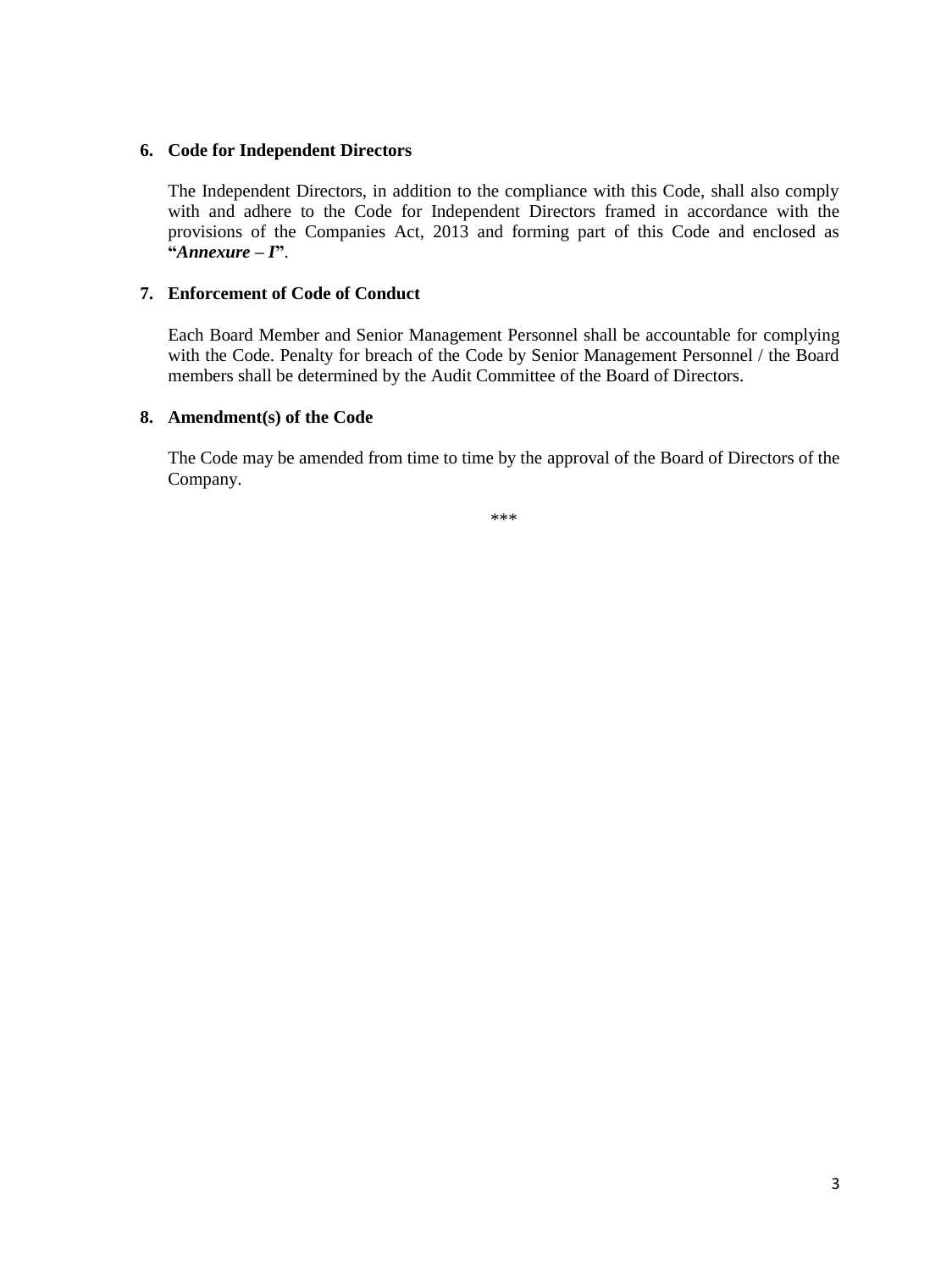## 6. Code for Independent Directors

The Independent Directors, in addition to the compliance with this Code, shall also comply with and adhere to the Code for Independent Directors framed in accordance with the provisions of the Companies Act, 2013 and forming part of this Code and enclosed as **"*Annexure – I*"**.

## 7. Enforcement of Code of Conduct

Each Board Member and Senior Management Personnel shall be accountable for complying with the Code. Penalty for breach of the Code by Senior Management Personnel / the Board members shall be determined by the Audit Committee of the Board of Directors.

## 8. Amendment(s) of the Code

The Code may be amended from time to time by the approval of the Board of Directors of the Company.

***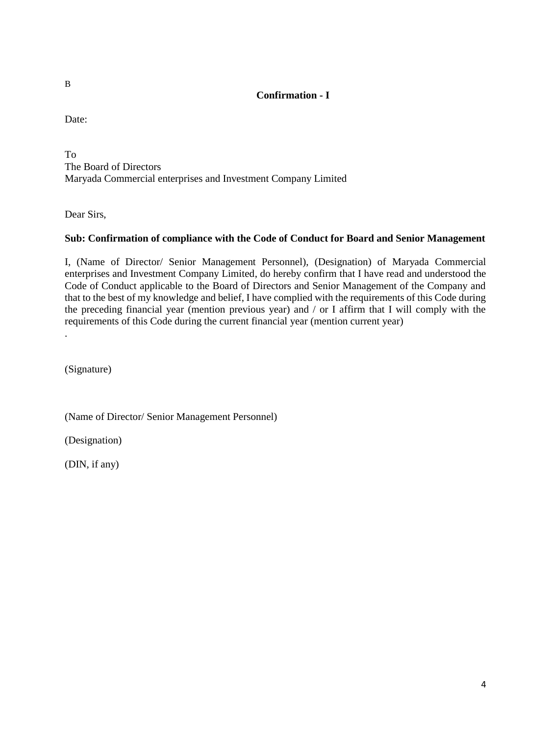B

**Confirmation - I**

Date:

To
The Board of Directors
Maryada Commercial enterprises and Investment Company Limited

Dear Sirs,

**Sub: Confirmation of compliance with the Code of Conduct for Board and Senior Management**

I, (Name of Director/ Senior Management Personnel), (Designation) of Maryada Commercial enterprises and Investment Company Limited, do hereby confirm that I have read and understood the Code of Conduct applicable to the Board of Directors and Senior Management of the Company and that to the best of my knowledge and belief, I have complied with the requirements of this Code during the preceding financial year (mention previous year) and / or I affirm that I will comply with the requirements of this Code during the current financial year (mention current year)
.

(Signature)

(Name of Director/ Senior Management Personnel)

(Designation)

(DIN, if any)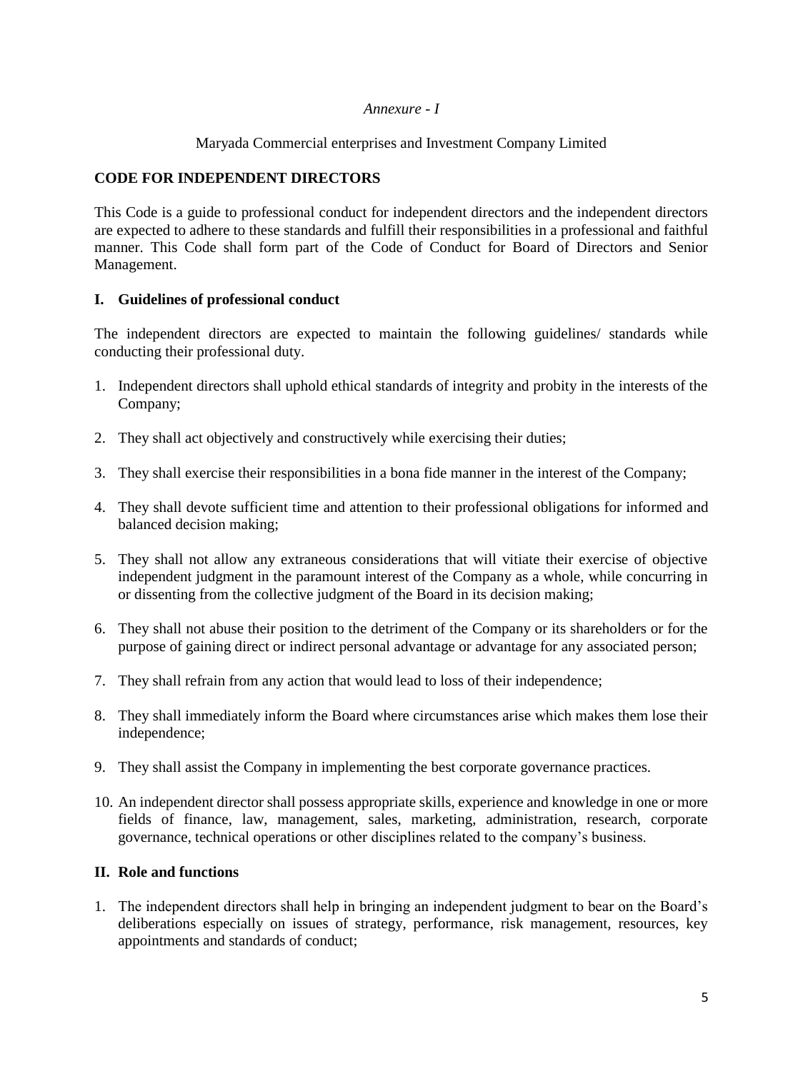*Annexure - I*

Maryada Commercial enterprises and Investment Company Limited

## CODE FOR INDEPENDENT DIRECTORS

This Code is a guide to professional conduct for independent directors and the independent directors are expected to adhere to these standards and fulfill their responsibilities in a professional and faithful manner. This Code shall form part of the Code of Conduct for Board of Directors and Senior Management.

### I. Guidelines of professional conduct

The independent directors are expected to maintain the following guidelines/ standards while conducting their professional duty.

1. Independent directors shall uphold ethical standards of integrity and probity in the interests of the Company;
2. They shall act objectively and constructively while exercising their duties;
3. They shall exercise their responsibilities in a bona fide manner in the interest of the Company;
4. They shall devote sufficient time and attention to their professional obligations for informed and balanced decision making;
5. They shall not allow any extraneous considerations that will vitiate their exercise of objective independent judgment in the paramount interest of the Company as a whole, while concurring in or dissenting from the collective judgment of the Board in its decision making;
6. They shall not abuse their position to the detriment of the Company or its shareholders or for the purpose of gaining direct or indirect personal advantage or advantage for any associated person;
7. They shall refrain from any action that would lead to loss of their independence;
8. They shall immediately inform the Board where circumstances arise which makes them lose their independence;
9. They shall assist the Company in implementing the best corporate governance practices.
10. An independent director shall possess appropriate skills, experience and knowledge in one or more fields of finance, law, management, sales, marketing, administration, research, corporate governance, technical operations or other disciplines related to the company's business.

### II. Role and functions

1. The independent directors shall help in bringing an independent judgment to bear on the Board's deliberations especially on issues of strategy, performance, risk management, resources, key appointments and standards of conduct;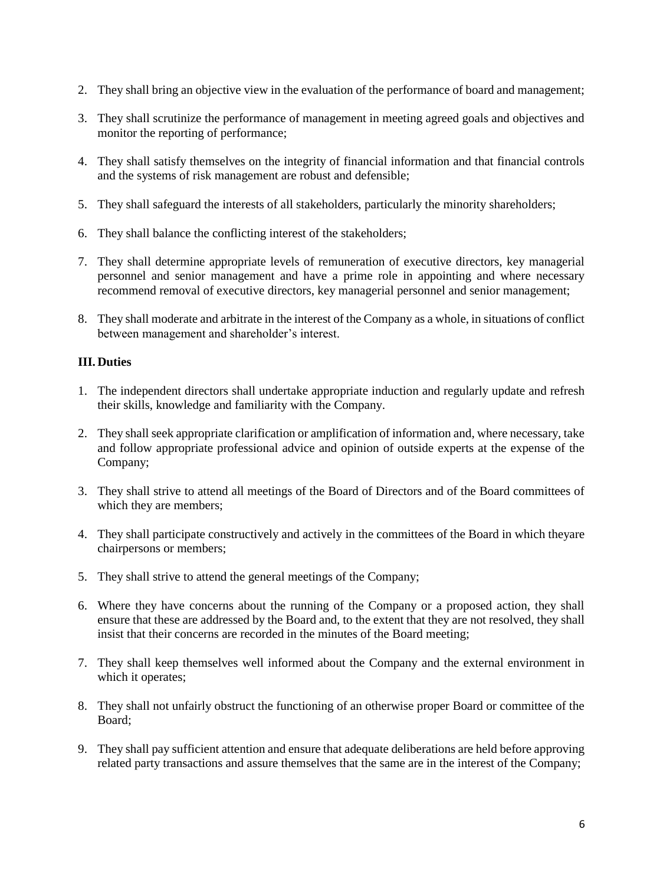2. They shall bring an objective view in the evaluation of the performance of board and management;

3. They shall scrutinize the performance of management in meeting agreed goals and objectives and monitor the reporting of performance;

4. They shall satisfy themselves on the integrity of financial information and that financial controls and the systems of risk management are robust and defensible;

5. They shall safeguard the interests of all stakeholders, particularly the minority shareholders;

6. They shall balance the conflicting interest of the stakeholders;

7. They shall determine appropriate levels of remuneration of executive directors, key managerial personnel and senior management and have a prime role in appointing and where necessary recommend removal of executive directors, key managerial personnel and senior management;

8. They shall moderate and arbitrate in the interest of the Company as a whole, in situations of conflict between management and shareholder's interest.

**III. Duties**

1. The independent directors shall undertake appropriate induction and regularly update and refresh their skills, knowledge and familiarity with the Company.

2. They shall seek appropriate clarification or amplification of information and, where necessary, take and follow appropriate professional advice and opinion of outside experts at the expense of the Company;

3. They shall strive to attend all meetings of the Board of Directors and of the Board committees of which they are members;

4. They shall participate constructively and actively in the committees of the Board in which theyare chairpersons or members;

5. They shall strive to attend the general meetings of the Company;

6. Where they have concerns about the running of the Company or a proposed action, they shall ensure that these are addressed by the Board and, to the extent that they are not resolved, they shall insist that their concerns are recorded in the minutes of the Board meeting;

7. They shall keep themselves well informed about the Company and the external environment in which it operates;

8. They shall not unfairly obstruct the functioning of an otherwise proper Board or committee of the Board;

9. They shall pay sufficient attention and ensure that adequate deliberations are held before approving related party transactions and assure themselves that the same are in the interest of the Company;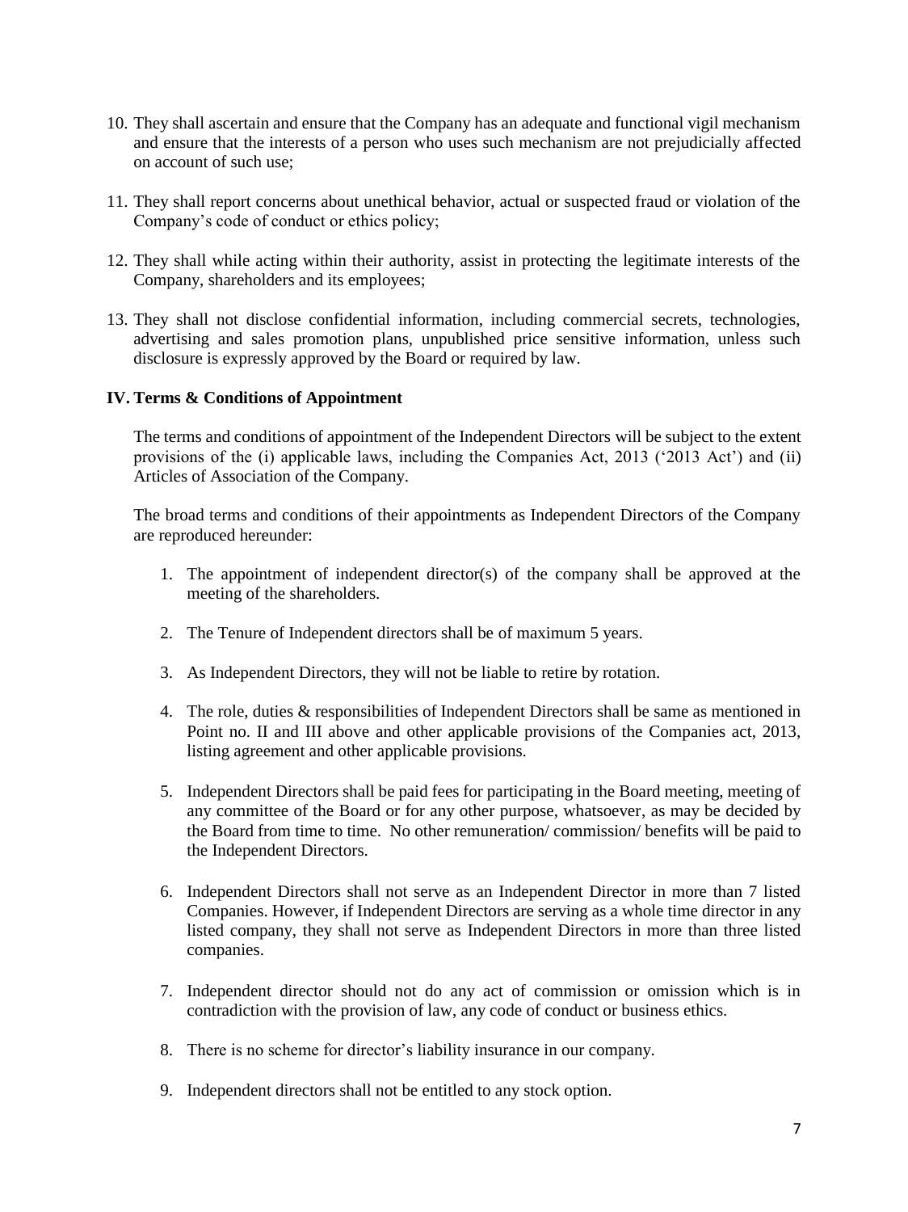10. They shall ascertain and ensure that the Company has an adequate and functional vigil mechanism and ensure that the interests of a person who uses such mechanism are not prejudicially affected on account of such use;

11. They shall report concerns about unethical behavior, actual or suspected fraud or violation of the Company's code of conduct or ethics policy;

12. They shall while acting within their authority, assist in protecting the legitimate interests of the Company, shareholders and its employees;

13. They shall not disclose confidential information, including commercial secrets, technologies, advertising and sales promotion plans, unpublished price sensitive information, unless such disclosure is expressly approved by the Board or required by law.

## IV. Terms & Conditions of Appointment

The terms and conditions of appointment of the Independent Directors will be subject to the extent provisions of the (i) applicable laws, including the Companies Act, 2013 ('2013 Act') and (ii) Articles of Association of the Company.

The broad terms and conditions of their appointments as Independent Directors of the Company are reproduced hereunder:

1. The appointment of independent director(s) of the company shall be approved at the meeting of the shareholders.

2. The Tenure of Independent directors shall be of maximum 5 years.

3. As Independent Directors, they will not be liable to retire by rotation.

4. The role, duties & responsibilities of Independent Directors shall be same as mentioned in Point no. II and III above and other applicable provisions of the Companies act, 2013, listing agreement and other applicable provisions.

5. Independent Directors shall be paid fees for participating in the Board meeting, meeting of any committee of the Board or for any other purpose, whatsoever, as may be decided by the Board from time to time. No other remuneration/ commission/ benefits will be paid to the Independent Directors.

6. Independent Directors shall not serve as an Independent Director in more than 7 listed Companies. However, if Independent Directors are serving as a whole time director in any listed company, they shall not serve as Independent Directors in more than three listed companies.

7. Independent director should not do any act of commission or omission which is in contradiction with the provision of law, any code of conduct or business ethics.

8. There is no scheme for director's liability insurance in our company.

9. Independent directors shall not be entitled to any stock option.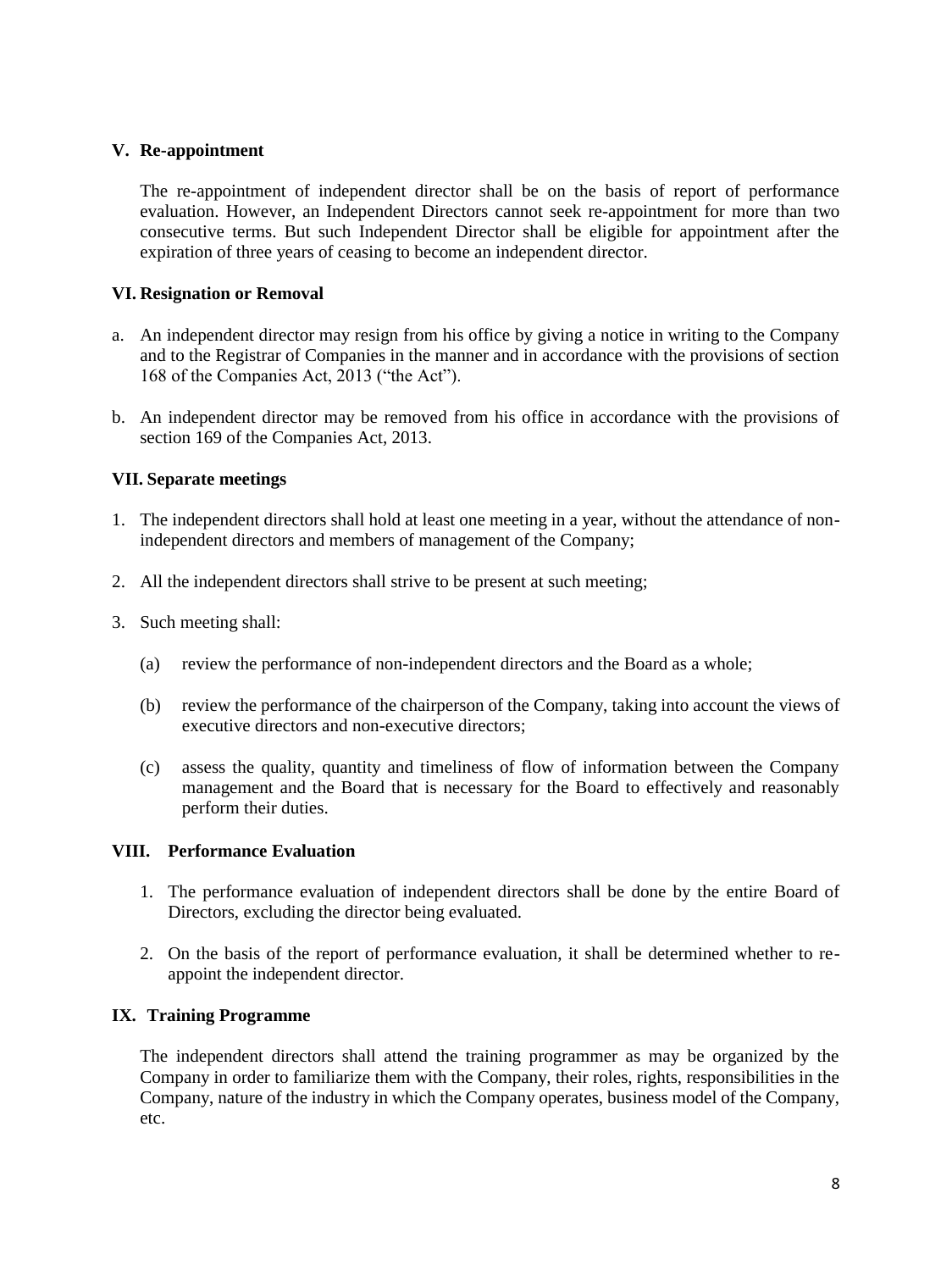## V. Re-appointment

The re-appointment of independent director shall be on the basis of report of performance evaluation. However, an Independent Directors cannot seek re-appointment for more than two consecutive terms. But such Independent Director shall be eligible for appointment after the expiration of three years of ceasing to become an independent director.

## VI. Resignation or Removal

a. An independent director may resign from his office by giving a notice in writing to the Company and to the Registrar of Companies in the manner and in accordance with the provisions of section 168 of the Companies Act, 2013 ("the Act").

b. An independent director may be removed from his office in accordance with the provisions of section 169 of the Companies Act, 2013.

## VII. Separate meetings

1. The independent directors shall hold at least one meeting in a year, without the attendance of non-independent directors and members of management of the Company;

2. All the independent directors shall strive to be present at such meeting;

3. Such meeting shall:

   (a) review the performance of non-independent directors and the Board as a whole;

   (b) review the performance of the chairperson of the Company, taking into account the views of executive directors and non-executive directors;

   (c) assess the quality, quantity and timeliness of flow of information between the Company management and the Board that is necessary for the Board to effectively and reasonably perform their duties.

## VIII. Performance Evaluation

1. The performance evaluation of independent directors shall be done by the entire Board of Directors, excluding the director being evaluated.

2. On the basis of the report of performance evaluation, it shall be determined whether to re-appoint the independent director.

## IX. Training Programme

The independent directors shall attend the training programmer as may be organized by the Company in order to familiarize them with the Company, their roles, rights, responsibilities in the Company, nature of the industry in which the Company operates, business model of the Company, etc.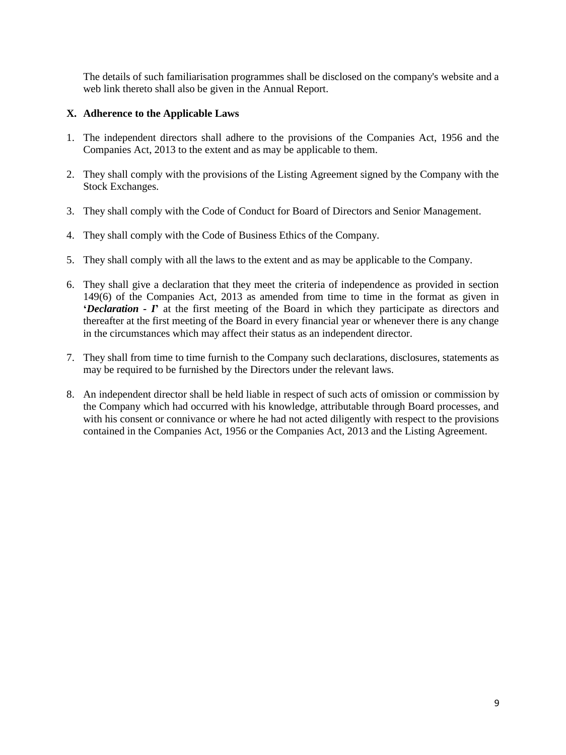The details of such familiarisation programmes shall be disclosed on the company's website and a web link thereto shall also be given in the Annual Report.

## X. Adherence to the Applicable Laws

1. The independent directors shall adhere to the provisions of the Companies Act, 1956 and the Companies Act, 2013 to the extent and as may be applicable to them.

2. They shall comply with the provisions of the Listing Agreement signed by the Company with the Stock Exchanges.

3. They shall comply with the Code of Conduct for Board of Directors and Senior Management.

4. They shall comply with the Code of Business Ethics of the Company.

5. They shall comply with all the laws to the extent and as may be applicable to the Company.

6. They shall give a declaration that they meet the criteria of independence as provided in section 149(6) of the Companies Act, 2013 as amended from time to time in the format as given in '***Declaration - I***' at the first meeting of the Board in which they participate as directors and thereafter at the first meeting of the Board in every financial year or whenever there is any change in the circumstances which may affect their status as an independent director.

7. They shall from time to time furnish to the Company such declarations, disclosures, statements as may be required to be furnished by the Directors under the relevant laws.

8. An independent director shall be held liable in respect of such acts of omission or commission by the Company which had occurred with his knowledge, attributable through Board processes, and with his consent or connivance or where he had not acted diligently with respect to the provisions contained in the Companies Act, 1956 or the Companies Act, 2013 and the Listing Agreement.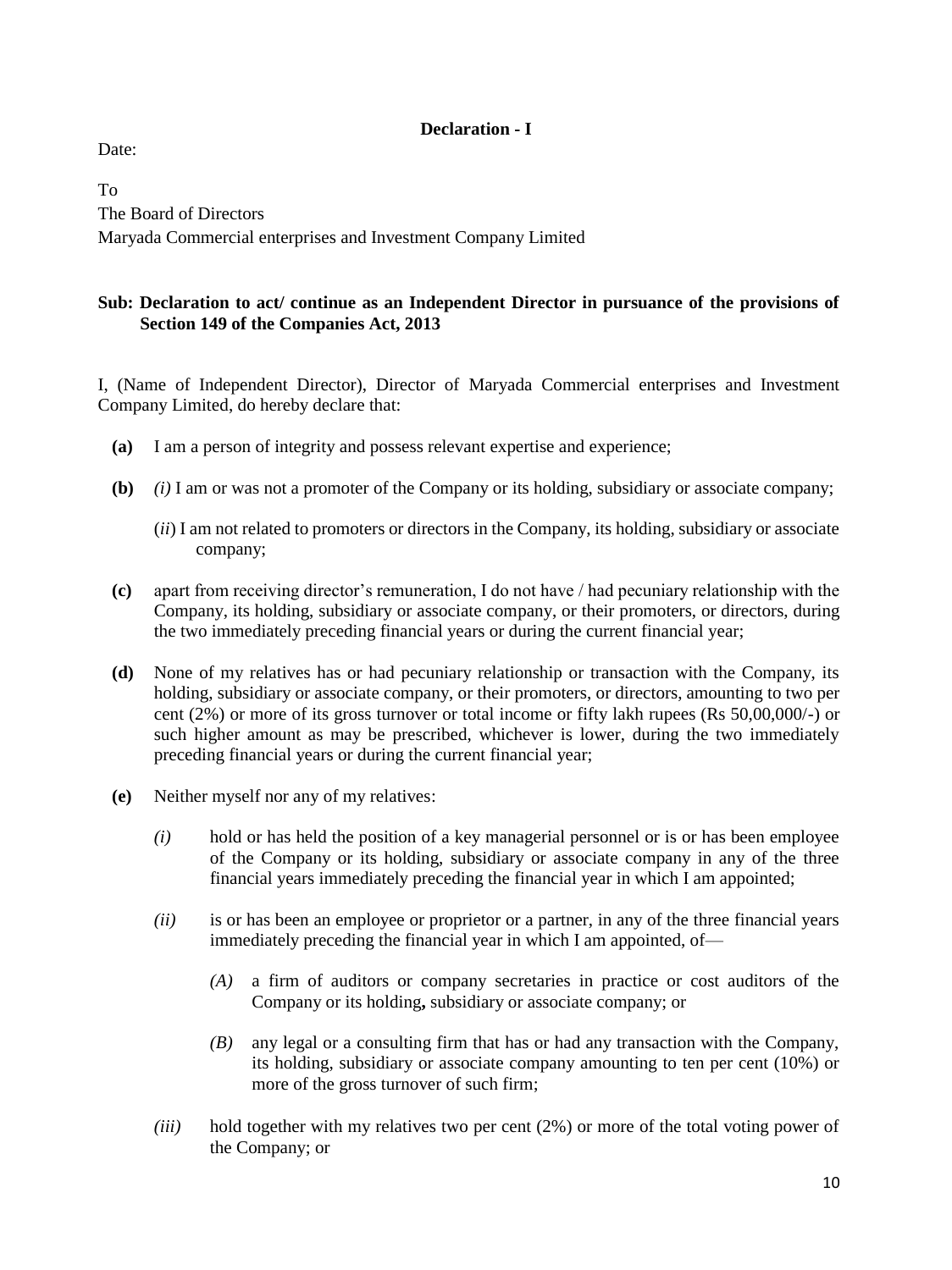**Declaration - I**

Date:

To
The Board of Directors
Maryada Commercial enterprises and Investment Company Limited

**Sub: Declaration to act/ continue as an Independent Director in pursuance of the provisions of Section 149 of the Companies Act, 2013**

I, (Name of Independent Director), Director of Maryada Commercial enterprises and Investment Company Limited, do hereby declare that:

**(a)** I am a person of integrity and possess relevant expertise and experience;

**(b)** *(i)* I am or was not a promoter of the Company or its holding, subsidiary or associate company;

(*ii*) I am not related to promoters or directors in the Company, its holding, subsidiary or associate company;

**(c)** apart from receiving director's remuneration, I do not have / had pecuniary relationship with the Company, its holding, subsidiary or associate company, or their promoters, or directors, during the two immediately preceding financial years or during the current financial year;

**(d)** None of my relatives has or had pecuniary relationship or transaction with the Company, its holding, subsidiary or associate company, or their promoters, or directors, amounting to two per cent (2%) or more of its gross turnover or total income or fifty lakh rupees (Rs 50,00,000/-) or such higher amount as may be prescribed, whichever is lower, during the two immediately preceding financial years or during the current financial year;

**(e)** Neither myself nor any of my relatives:

*(i)* hold or has held the position of a key managerial personnel or is or has been employee of the Company or its holding, subsidiary or associate company in any of the three financial years immediately preceding the financial year in which I am appointed;

*(ii)* is or has been an employee or proprietor or a partner, in any of the three financial years immediately preceding the financial year in which I am appointed, of—

*(A)* a firm of auditors or company secretaries in practice or cost auditors of the Company or its holding**,** subsidiary or associate company; or

*(B)* any legal or a consulting firm that has or had any transaction with the Company, its holding, subsidiary or associate company amounting to ten per cent (10%) or more of the gross turnover of such firm;

*(iii)* hold together with my relatives two per cent (2%) or more of the total voting power of the Company; or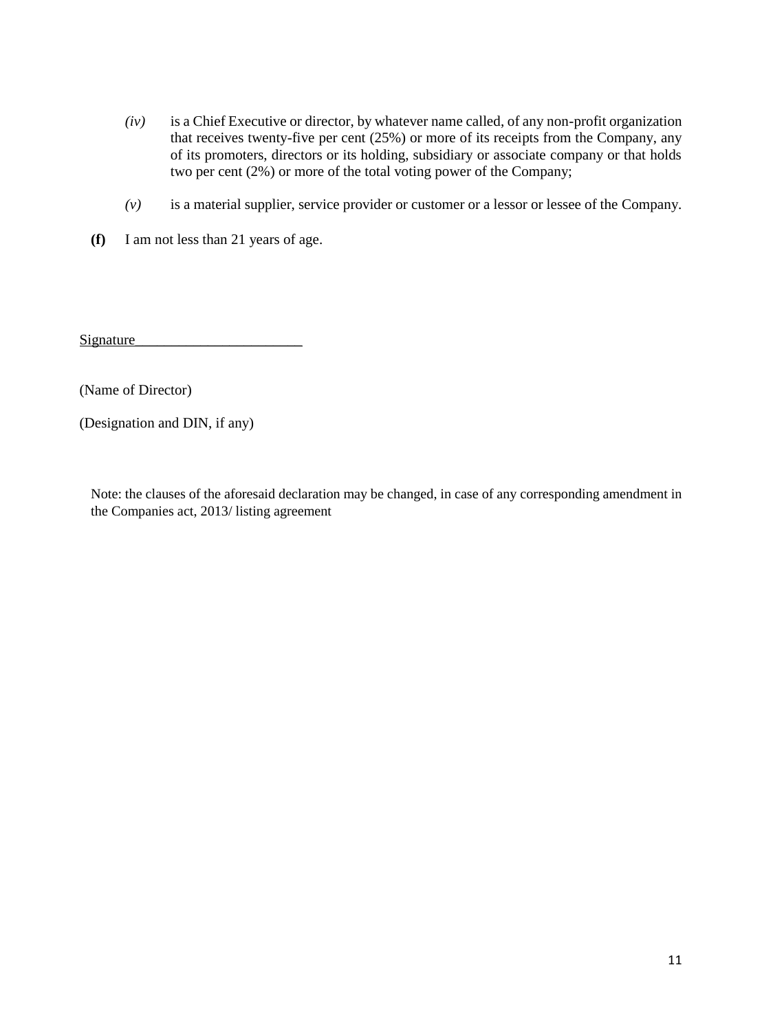*(iv)* is a Chief Executive or director, by whatever name called, of any non-profit organization that receives twenty-five per cent (25%) or more of its receipts from the Company, any of its promoters, directors or its holding, subsidiary or associate company or that holds two per cent (2%) or more of the total voting power of the Company;

*(v)* is a material supplier, service provider or customer or a lessor or lessee of the Company.

**(f)** I am not less than 21 years of age.

Signature________________________

(Name of Director)

(Designation and DIN, if any)

Note: the clauses of the aforesaid declaration may be changed, in case of any corresponding amendment in the Companies act, 2013/ listing agreement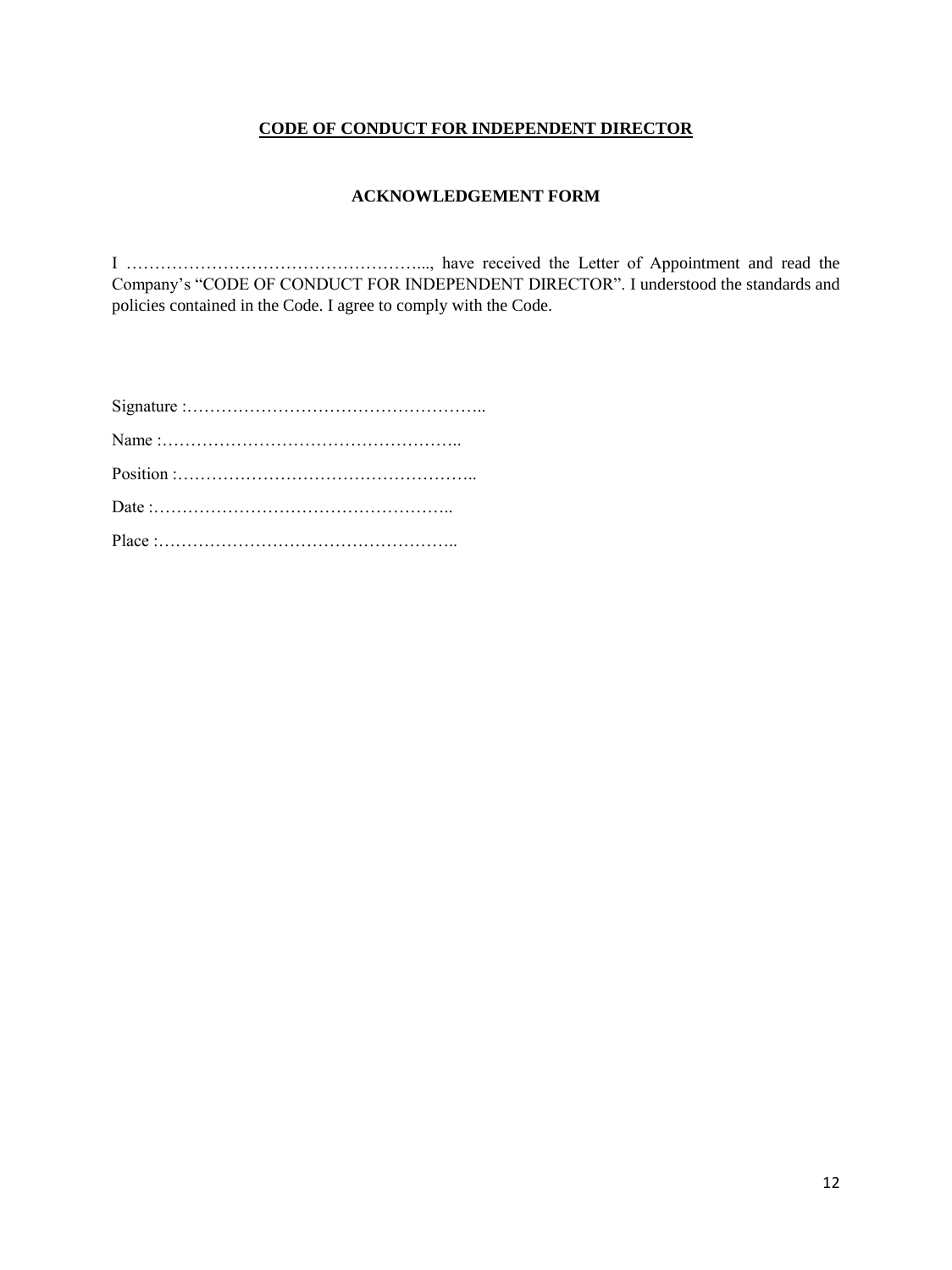# <u>**CODE OF CONDUCT FOR INDEPENDENT DIRECTOR**</u>

## **ACKNOWLEDGEMENT FORM**

I ……………………………………………..., have received the Letter of Appointment and read the Company's "CODE OF CONDUCT FOR INDEPENDENT DIRECTOR". I understood the standards and policies contained in the Code. I agree to comply with the Code.

Signature :……………………………………………..

Name :……………………………………………..

Position :……………………………………………..

Date :……………………………………………..

Place :……………………………………………..